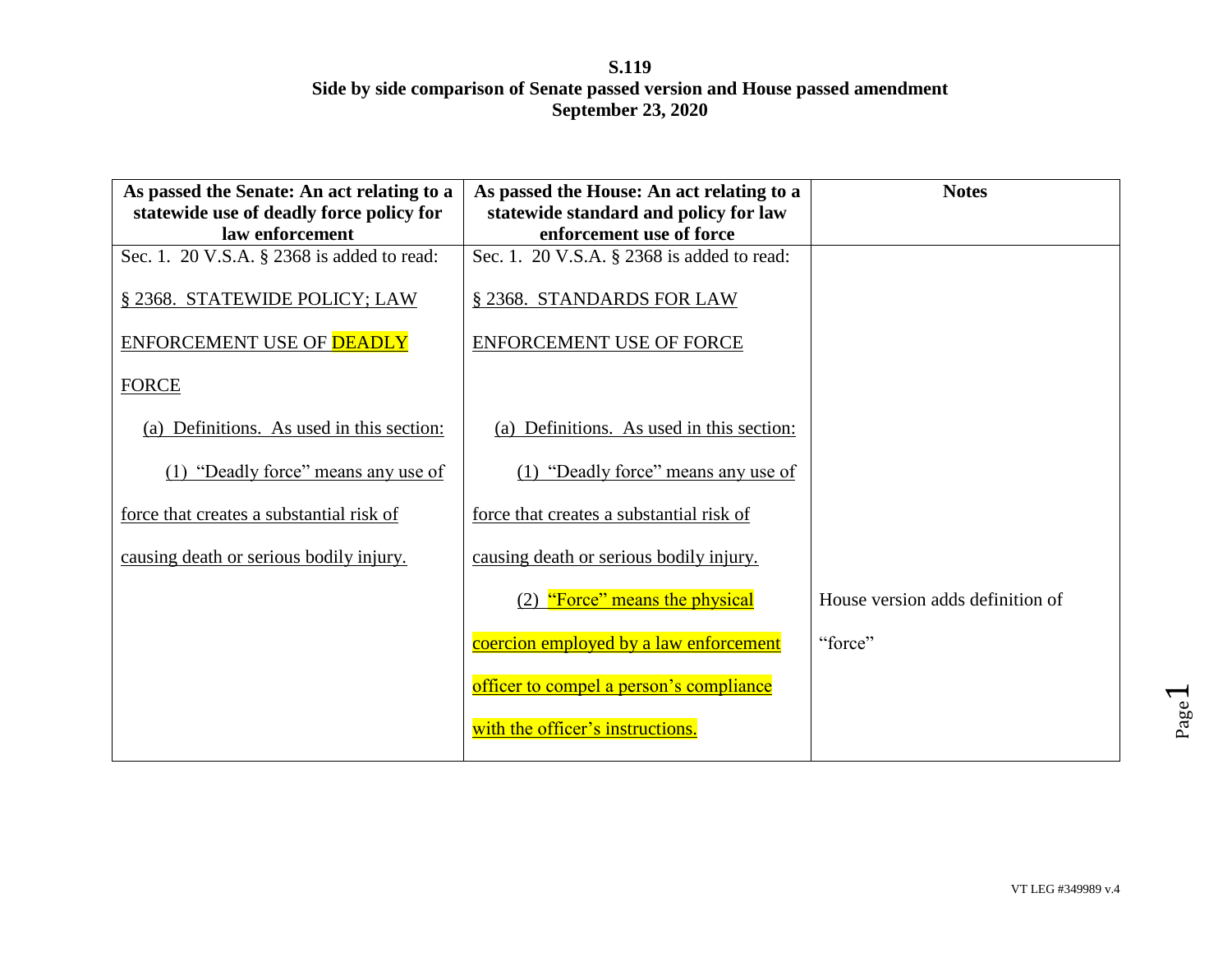**S.119**
**Side by side comparison of Senate passed version and House passed amendment**
**September 23, 2020**

| As passed the Senate: An act relating to a statewide use of deadly force policy for law enforcement | As passed the House: An act relating to a statewide standard and policy for law enforcement use of force | Notes |
|---|---|---|
| Sec. 1. 20 V.S.A. § 2368 is added to read: | Sec. 1. 20 V.S.A. § 2368 is added to read: | |
| § 2368. STATEWIDE POLICY; LAW ENFORCEMENT USE OF DEADLY FORCE | § 2368. STANDARDS FOR LAW ENFORCEMENT USE OF FORCE | |
| (a) Definitions. As used in this section: | (a) Definitions. As used in this section: | |
| (1) "Deadly force" means any use of force that creates a substantial risk of causing death or serious bodily injury. | (1) "Deadly force" means any use of force that creates a substantial risk of causing death or serious bodily injury. | |
| | (2) "Force" means the physical coercion employed by a law enforcement officer to compel a person's compliance with the officer's instructions. | House version adds definition of "force" |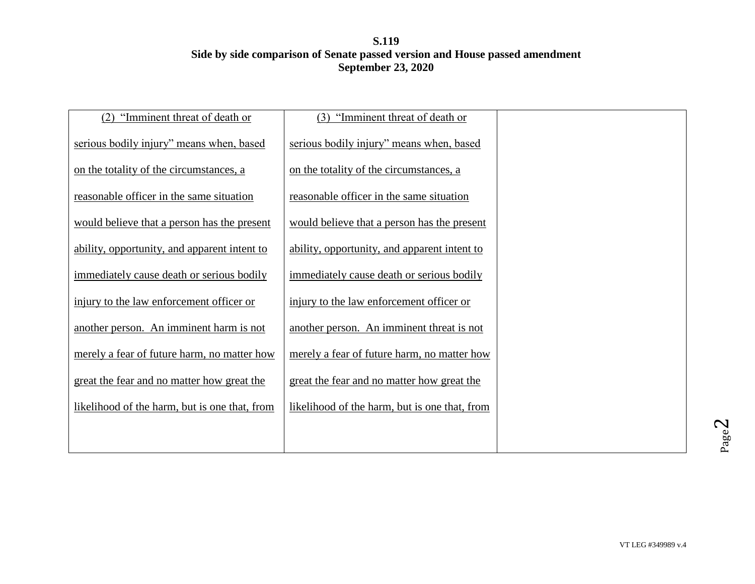| | | |
|---|---|---|
| <u>(2) "Imminent threat of death or serious bodily injury" means when, based on the totality of the circumstances, a reasonable officer in the same situation would believe that a person has the present ability, opportunity, and apparent intent to immediately cause death or serious bodily injury to the law enforcement officer or another person. An imminent harm is not merely a fear of future harm, no matter how great the fear and no matter how great the likelihood of the harm, but is one that, from</u> | <u>(3) "Imminent threat of death or serious bodily injury" means when, based on the totality of the circumstances, a reasonable officer in the same situation would believe that a person has the present ability, opportunity, and apparent intent to immediately cause death or serious bodily injury to the law enforcement officer or another person. An imminent threat is not merely a fear of future harm, no matter how great the fear and no matter how great the likelihood of the harm, but is one that, from</u> | |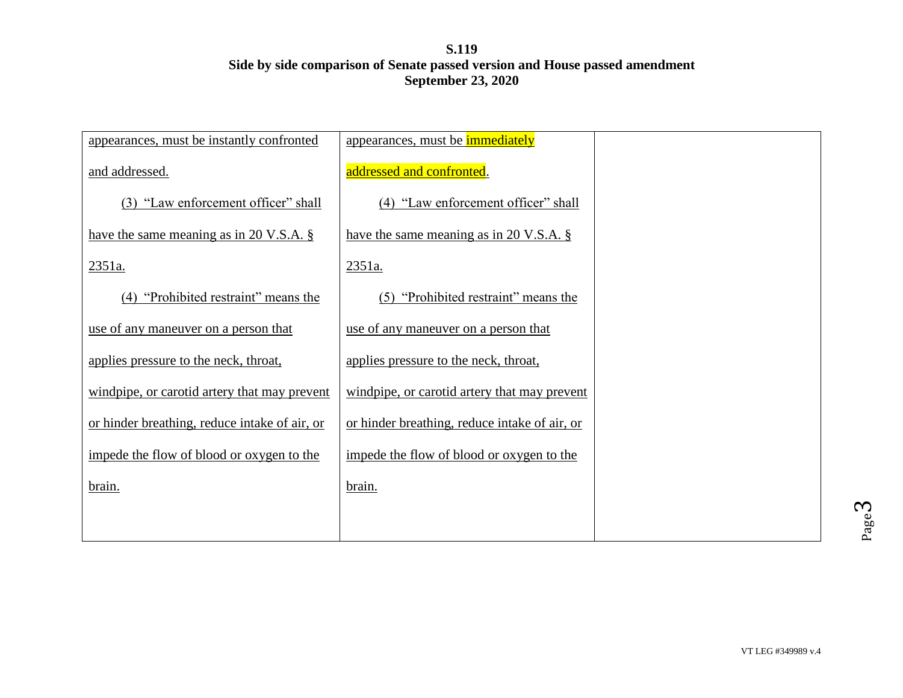**S.119**
**Side by side comparison of Senate passed version and House passed amendment**
**September 23, 2020**

| | | |
|---|---|---|
| appearances, must be instantly confronted and addressed.<br><br>(3) "Law enforcement officer" shall have the same meaning as in 20 V.S.A. § 2351a.<br><br>(4) "Prohibited restraint" means the use of any maneuver on a person that applies pressure to the neck, throat, windpipe, or carotid artery that may prevent or hinder breathing, reduce intake of air, or impede the flow of blood or oxygen to the brain. | appearances, must be immediately addressed and confronted.<br><br>(4) "Law enforcement officer" shall have the same meaning as in 20 V.S.A. § 2351a.<br><br>(5) "Prohibited restraint" means the use of any maneuver on a person that applies pressure to the neck, throat, windpipe, or carotid artery that may prevent or hinder breathing, reduce intake of air, or impede the flow of blood or oxygen to the brain. | |

VT LEG #349989 v.4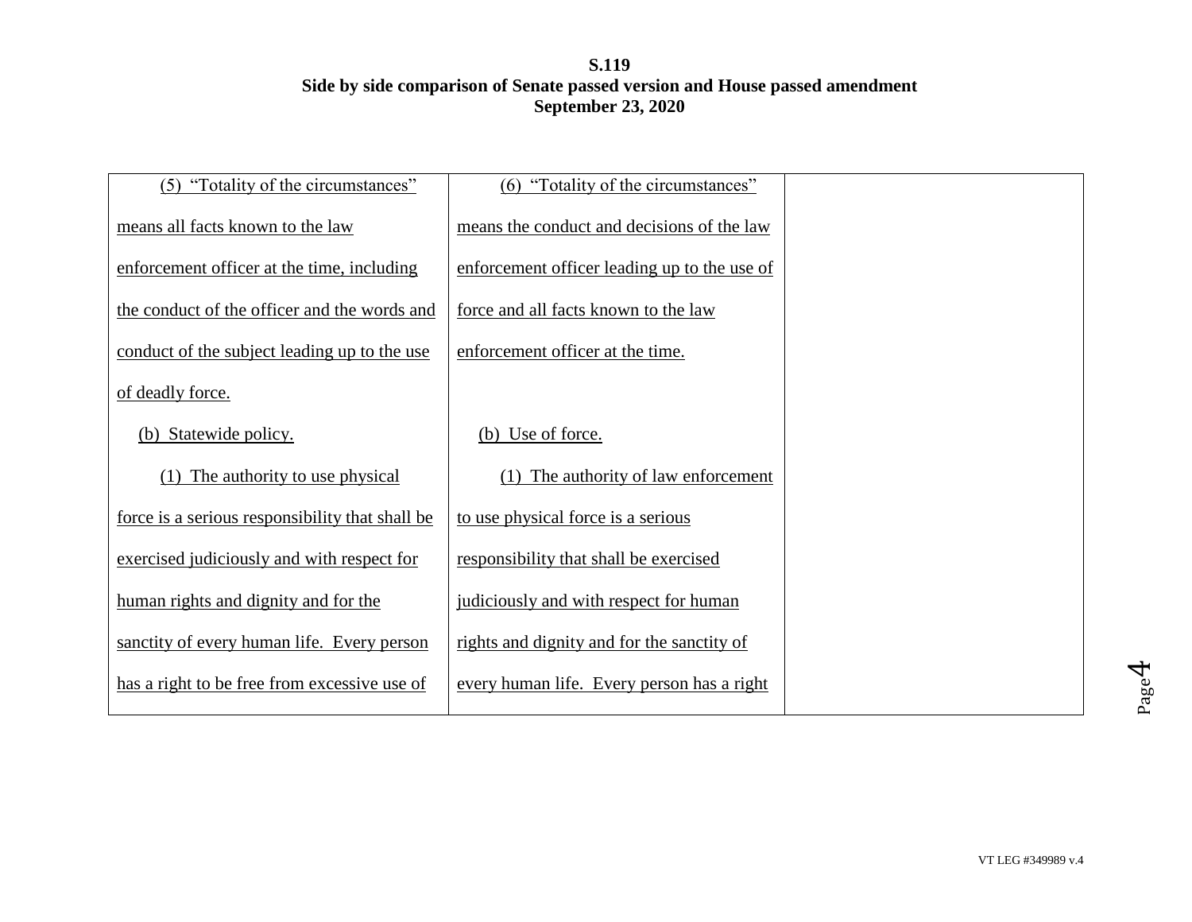**S.119**
**Side by side comparison of Senate passed version and House passed amendment**
**September 23, 2020**

| | | |
|---|---|---|
| (5) "Totality of the circumstances" means all facts known to the law enforcement officer at the time, including the conduct of the officer and the words and conduct of the subject leading up to the use of deadly force.<br><br>(b) Statewide policy.<br><br>(1) The authority to use physical force is a serious responsibility that shall be exercised judiciously and with respect for human rights and dignity and for the sanctity of every human life. Every person has a right to be free from excessive use of | (6) "Totality of the circumstances" means the conduct and decisions of the law enforcement officer leading up to the use of force and all facts known to the law enforcement officer at the time.<br><br>(b) Use of force.<br><br>(1) The authority of law enforcement to use physical force is a serious responsibility that shall be exercised judiciously and with respect for human rights and dignity and for the sanctity of every human life. Every person has a right | |

VT LEG #349989 v.4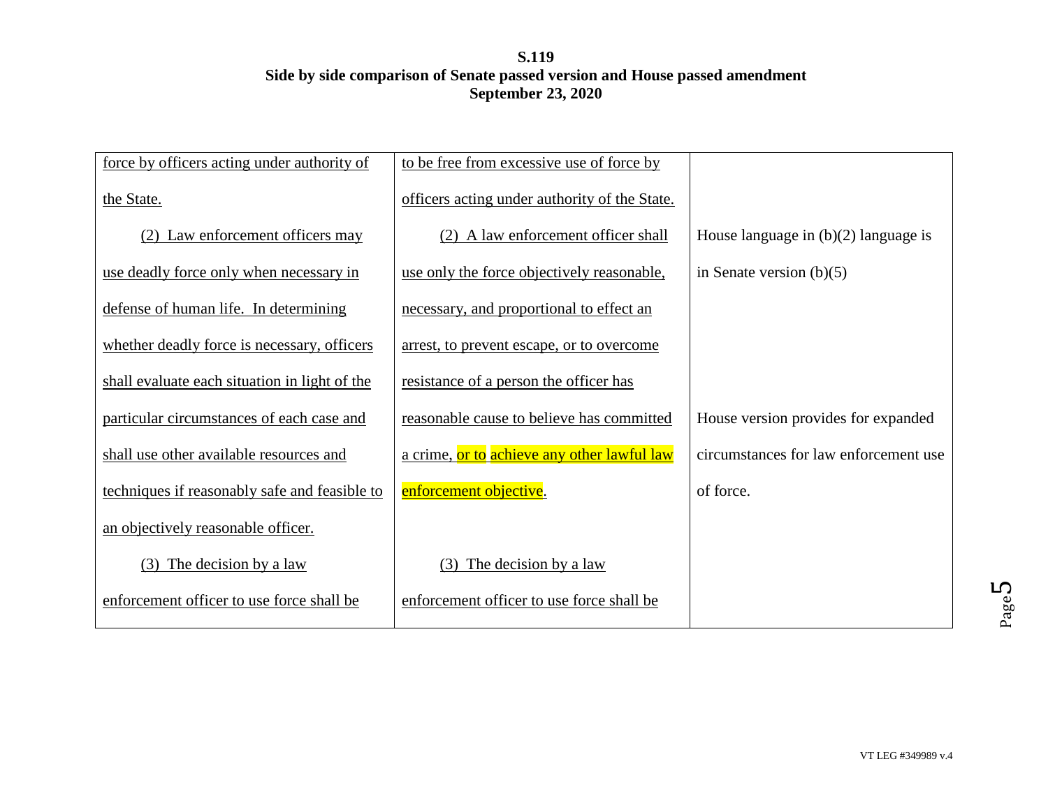| | | |
|---|---|---|
| force by officers acting under authority of the State. | to be free from excessive use of force by officers acting under authority of the State. | |
| (2) Law enforcement officers may use deadly force only when necessary in defense of human life. In determining whether deadly force is necessary, officers shall evaluate each situation in light of the particular circumstances of each case and shall use other available resources and techniques if reasonably safe and feasible to an objectively reasonable officer. | (2) A law enforcement officer shall use only the force objectively reasonable, necessary, and proportional to effect an arrest, to prevent escape, or to overcome resistance of a person the officer has reasonable cause to believe has committed a crime, or to achieve any other lawful law enforcement objective. | House language in (b)(2) language is in Senate version (b)(5)<br><br>House version provides for expanded circumstances for law enforcement use of force. |
| (3) The decision by a law enforcement officer to use force shall be | (3) The decision by a law enforcement officer to use force shall be | |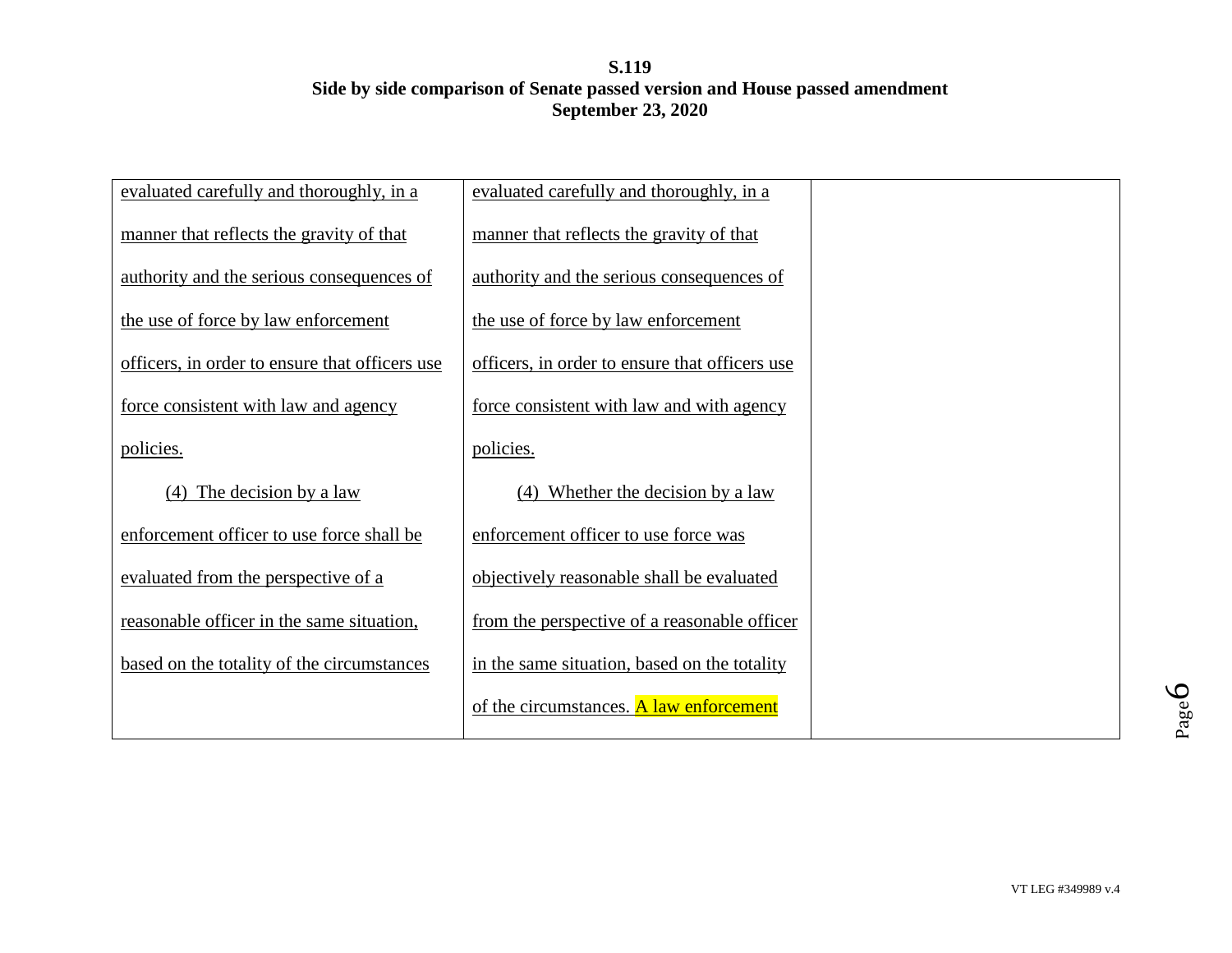**S.119**
**Side by side comparison of Senate passed version and House passed amendment**
**September 23, 2020**

| | | |
|---|---|---|
| evaluated carefully and thoroughly, in a manner that reflects the gravity of that authority and the serious consequences of the use of force by law enforcement officers, in order to ensure that officers use force consistent with law and agency policies.<br><br>(4) The decision by a law enforcement officer to use force shall be evaluated from the perspective of a reasonable officer in the same situation, based on the totality of the circumstances | evaluated carefully and thoroughly, in a manner that reflects the gravity of that authority and the serious consequences of the use of force by law enforcement officers, in order to ensure that officers use force consistent with law and with agency policies.<br><br>(4) Whether the decision by a law enforcement officer to use force was objectively reasonable shall be evaluated from the perspective of a reasonable officer in the same situation, based on the totality of the circumstances. A law enforcement | |

VT LEG #349989 v.4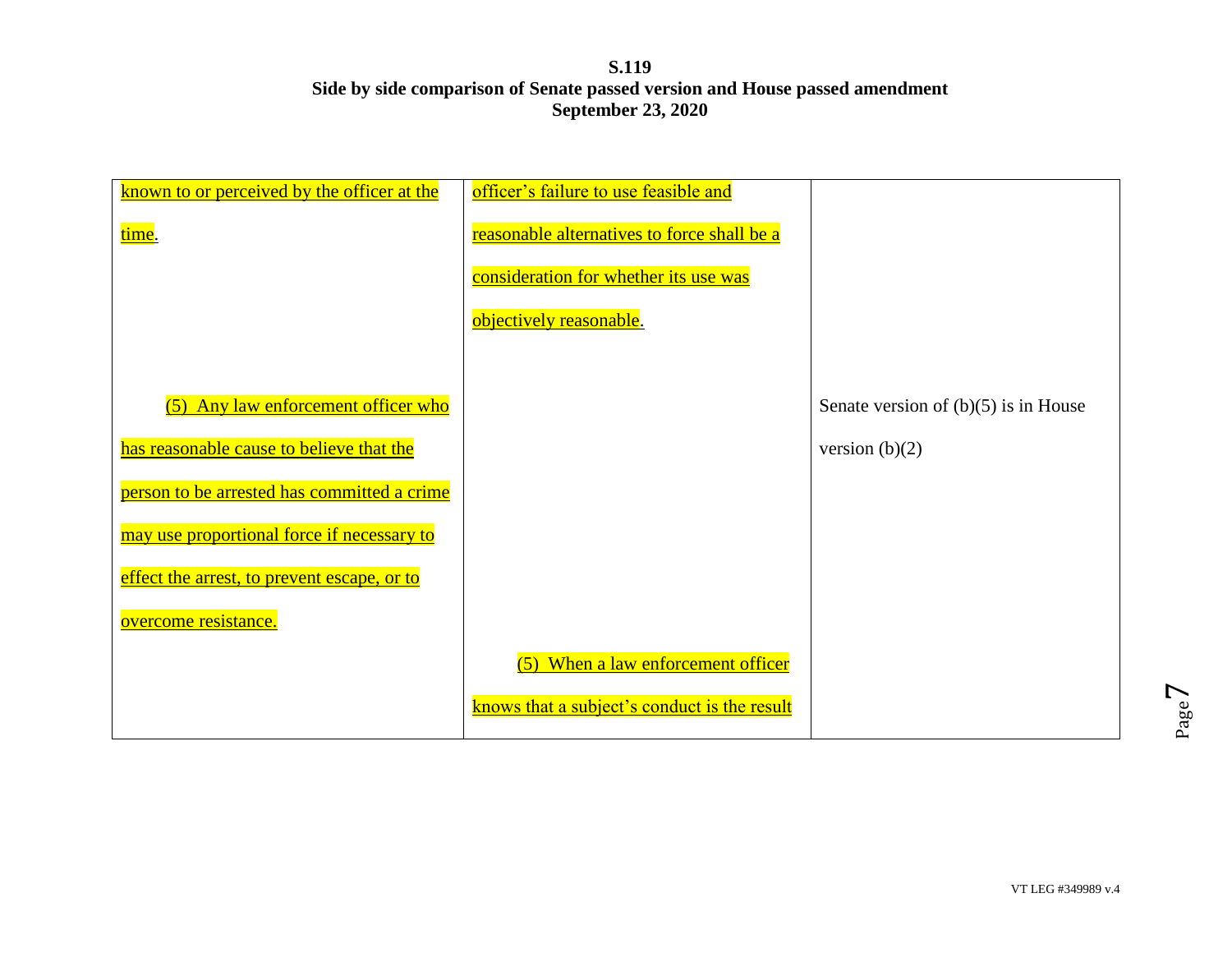| | | |
|---|---|---|
| known to or perceived by the officer at the time. | officer's failure to use feasible and reasonable alternatives to force shall be a consideration for whether its use was objectively reasonable. | |
| (5) Any law enforcement officer who has reasonable cause to believe that the person to be arrested has committed a crime may use proportional force if necessary to effect the arrest, to prevent escape, or to overcome resistance. | | Senate version of (b)(5) is in House version (b)(2) |
| | (5) When a law enforcement officer knows that a subject's conduct is the result | |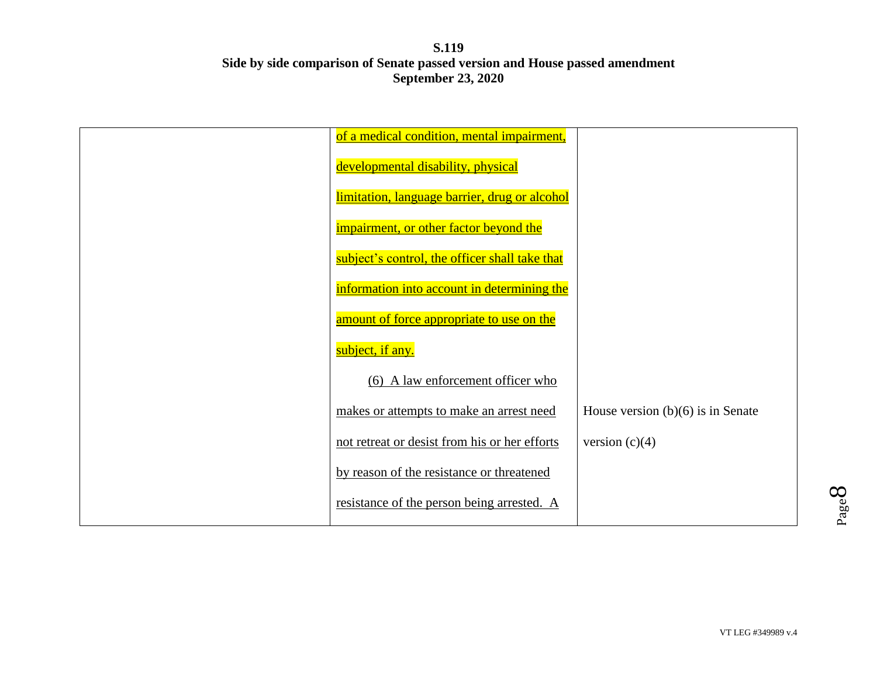| | | |
|---|---|---|
| | of a medical condition, mental impairment, developmental disability, physical limitation, language barrier, drug or alcohol impairment, or other factor beyond the subject's control, the officer shall take that information into account in determining the amount of force appropriate to use on the subject, if any.<br><br>(6) A law enforcement officer who makes or attempts to make an arrest need not retreat or desist from his or her efforts by reason of the resistance or threatened resistance of the person being arrested. A | House version (b)(6) is in Senate version (c)(4) |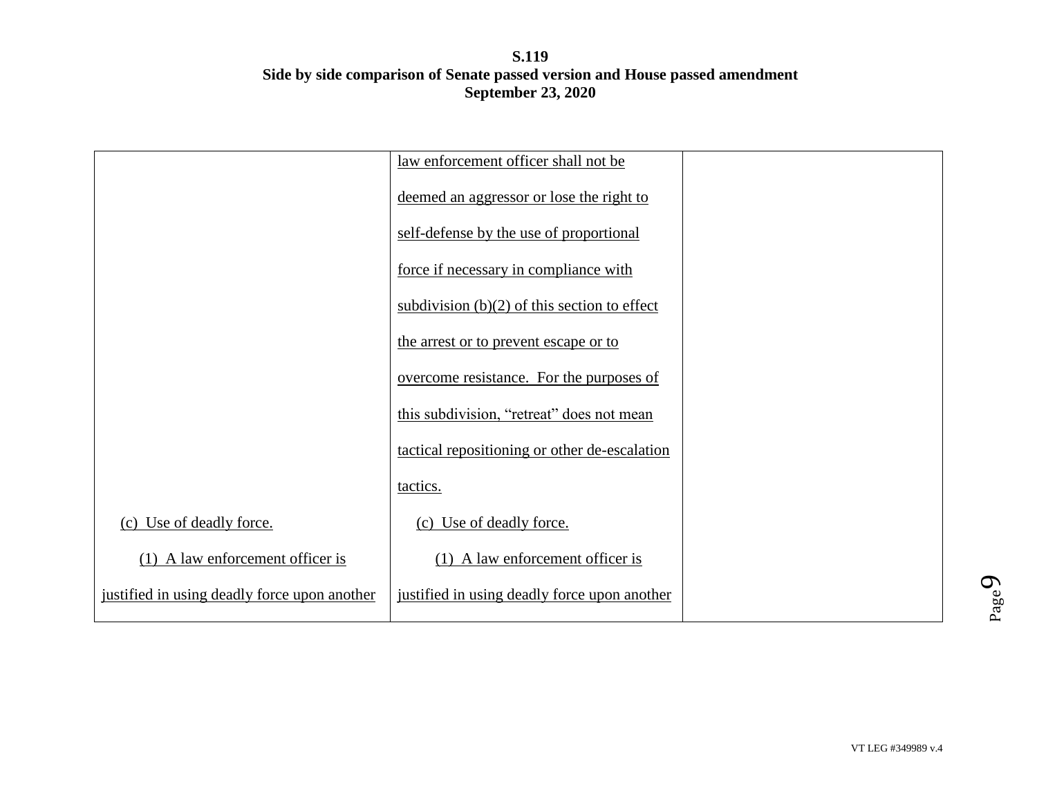| | | |
|---|---|---|
| | law enforcement officer shall not be deemed an aggressor or lose the right to self-defense by the use of proportional force if necessary in compliance with subdivision (b)(2) of this section to effect the arrest or to prevent escape or to overcome resistance. For the purposes of this subdivision, "retreat" does not mean tactical repositioning or other de-escalation tactics. | |
| (c) Use of deadly force. | (c) Use of deadly force. | |
| (1) A law enforcement officer is justified in using deadly force upon another | (1) A law enforcement officer is justified in using deadly force upon another | |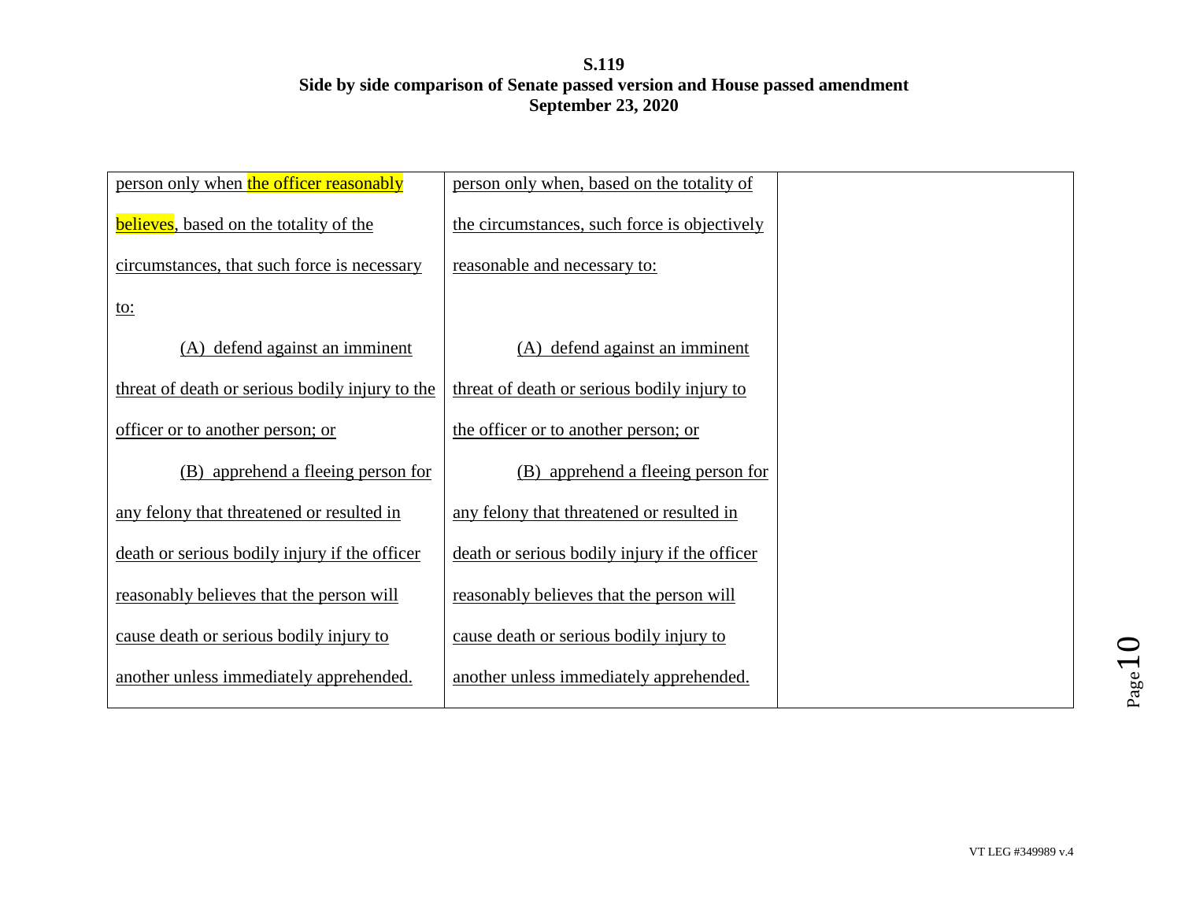**S.119**
**Side by side comparison of Senate passed version and House passed amendment**
**September 23, 2020**

| | | |
|---|---|---|
| person only when the officer reasonably believes, based on the totality of the circumstances, that such force is necessary to:<br><br>(A) defend against an imminent threat of death or serious bodily injury to the officer or to another person; or<br><br>(B) apprehend a fleeing person for any felony that threatened or resulted in death or serious bodily injury if the officer reasonably believes that the person will cause death or serious bodily injury to another unless immediately apprehended. | person only when, based on the totality of the circumstances, such force is objectively reasonable and necessary to:<br><br>(A) defend against an imminent threat of death or serious bodily injury to the officer or to another person; or<br><br>(B) apprehend a fleeing person for any felony that threatened or resulted in death or serious bodily injury if the officer reasonably believes that the person will cause death or serious bodily injury to another unless immediately apprehended. | |

VT LEG #349989 v.4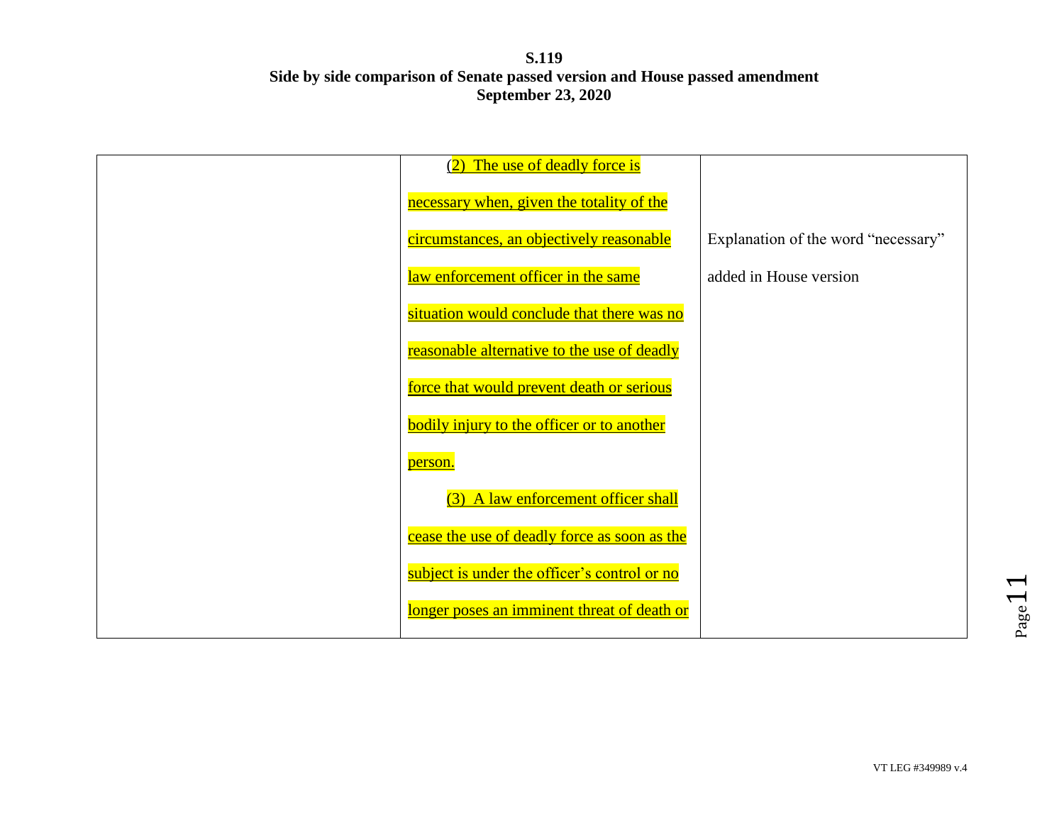**S.119**
**Side by side comparison of Senate passed version and House passed amendment**
**September 23, 2020**

| | | |
|---|---|---|
| | (2) The use of deadly force is necessary when, given the totality of the circumstances, an objectively reasonable law enforcement officer in the same situation would conclude that there was no reasonable alternative to the use of deadly force that would prevent death or serious bodily injury to the officer or to another person.<br><br>(3) A law enforcement officer shall cease the use of deadly force as soon as the subject is under the officer's control or no longer poses an imminent threat of death or | Explanation of the word "necessary" added in House version |

VT LEG #349989 v.4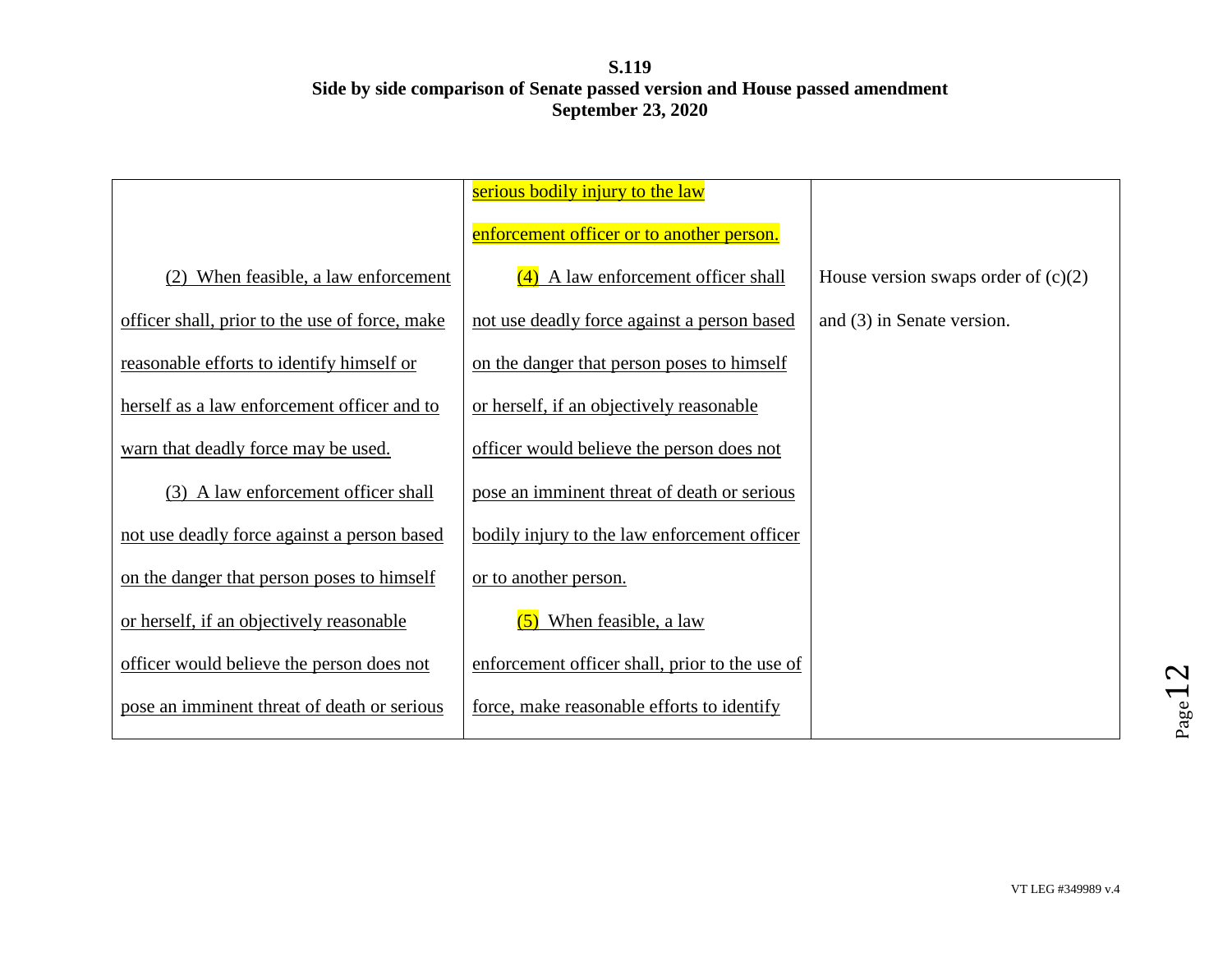**S.119**
**Side by side comparison of Senate passed version and House passed amendment**
**September 23, 2020**

| | | |
|---|---|---|
| | serious bodily injury to the law enforcement officer or to another person. | |
| (2) When feasible, a law enforcement officer shall, prior to the use of force, make reasonable efforts to identify himself or herself as a law enforcement officer and to warn that deadly force may be used. | (4) A law enforcement officer shall not use deadly force against a person based on the danger that person poses to himself or herself, if an objectively reasonable officer would believe the person does not pose an imminent threat of death or serious bodily injury to the law enforcement officer or to another person. | House version swaps order of (c)(2) and (3) in Senate version. |
| (3) A law enforcement officer shall not use deadly force against a person based on the danger that person poses to himself or herself, if an objectively reasonable officer would believe the person does not pose an imminent threat of death or serious | (5) When feasible, a law enforcement officer shall, prior to the use of force, make reasonable efforts to identify | |

VT LEG #349989 v.4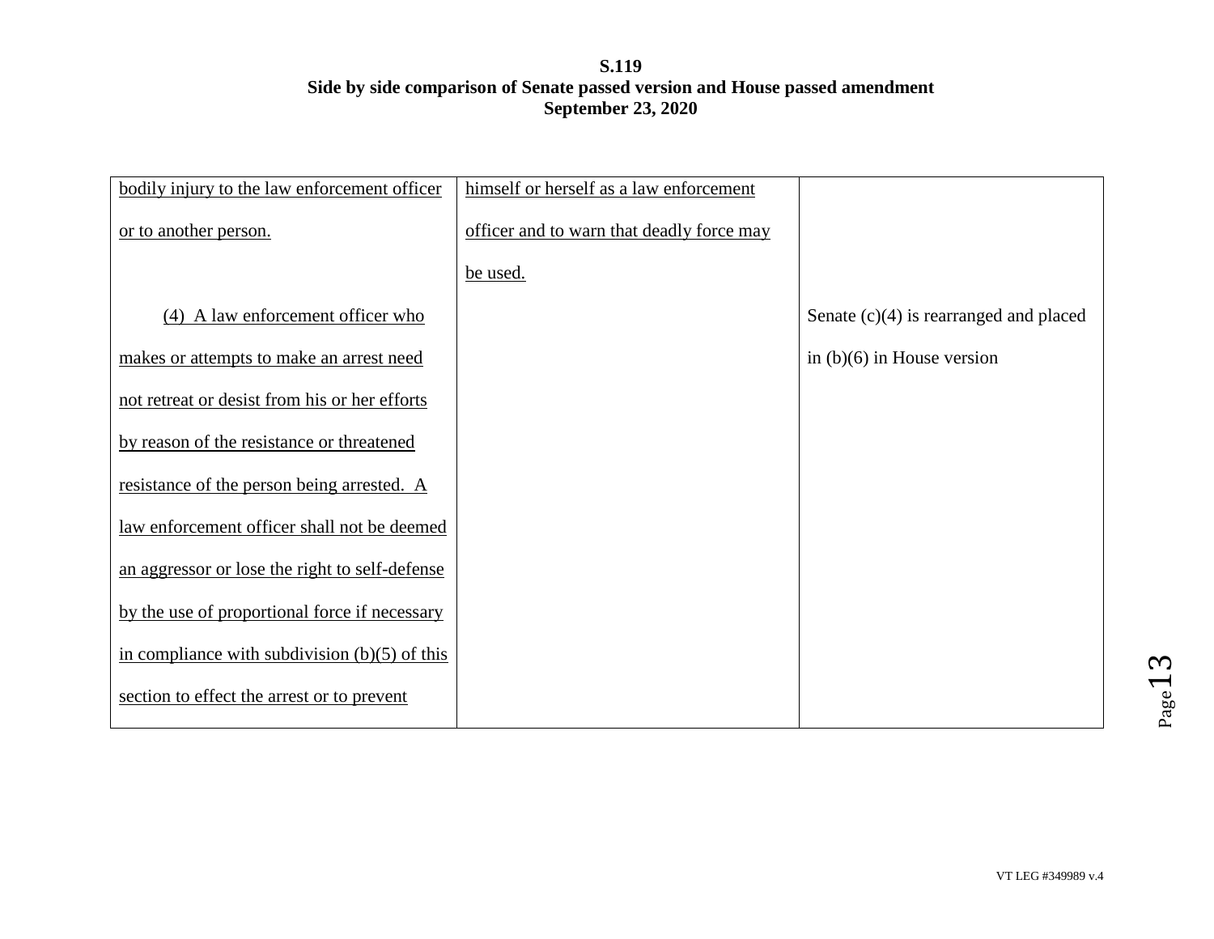| | | |
|---|---|---|
| <u>bodily injury to the law enforcement officer or to another person.</u> | <u>himself or herself as a law enforcement officer and to warn that deadly force may be used.</u> | |
| <u>(4) A law enforcement officer who makes or attempts to make an arrest need not retreat or desist from his or her efforts by reason of the resistance or threatened resistance of the person being arrested. A law enforcement officer shall not be deemed an aggressor or lose the right to self-defense by the use of proportional force if necessary in compliance with subdivision (b)(5) of this section to effect the arrest or to prevent</u> | | Senate (c)(4) is rearranged and placed in (b)(6) in House version |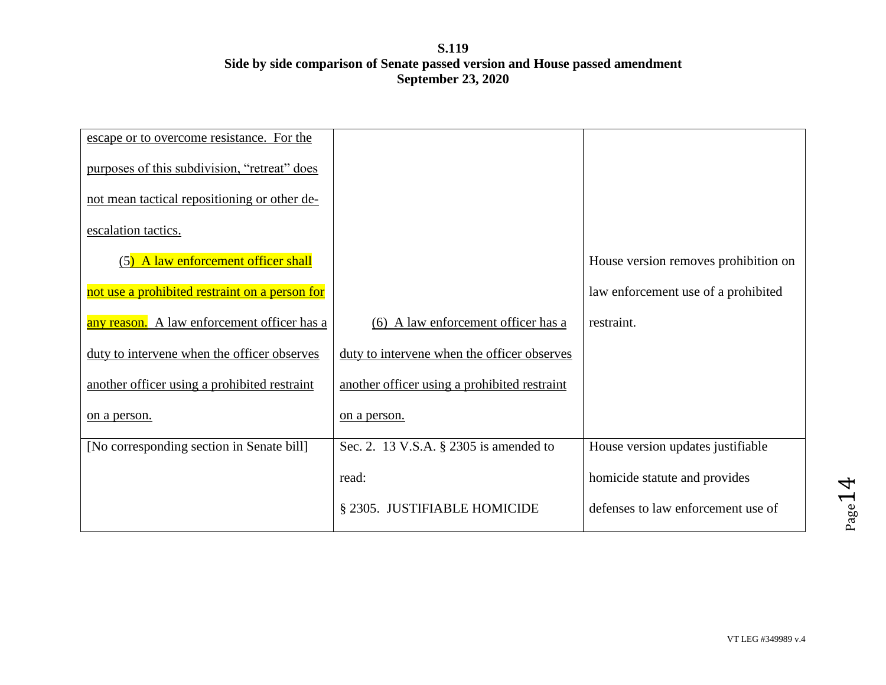**S.119**
**Side by side comparison of Senate passed version and House passed amendment**
**September 23, 2020**

| | | |
|---|---|---|
| escape or to overcome resistance. For the purposes of this subdivision, "retreat" does not mean tactical repositioning or other de-escalation tactics.<br><br>(5) A law enforcement officer shall not use a prohibited restraint on a person for any reason. A law enforcement officer has a duty to intervene when the officer observes another officer using a prohibited restraint on a person. | (6) A law enforcement officer has a duty to intervene when the officer observes another officer using a prohibited restraint on a person. | House version removes prohibition on law enforcement use of a prohibited restraint. |
| [No corresponding section in Senate bill] | Sec. 2. 13 V.S.A. § 2305 is amended to read:<br><br>§ 2305. JUSTIFIABLE HOMICIDE | House version updates justifiable homicide statute and provides defenses to law enforcement use of |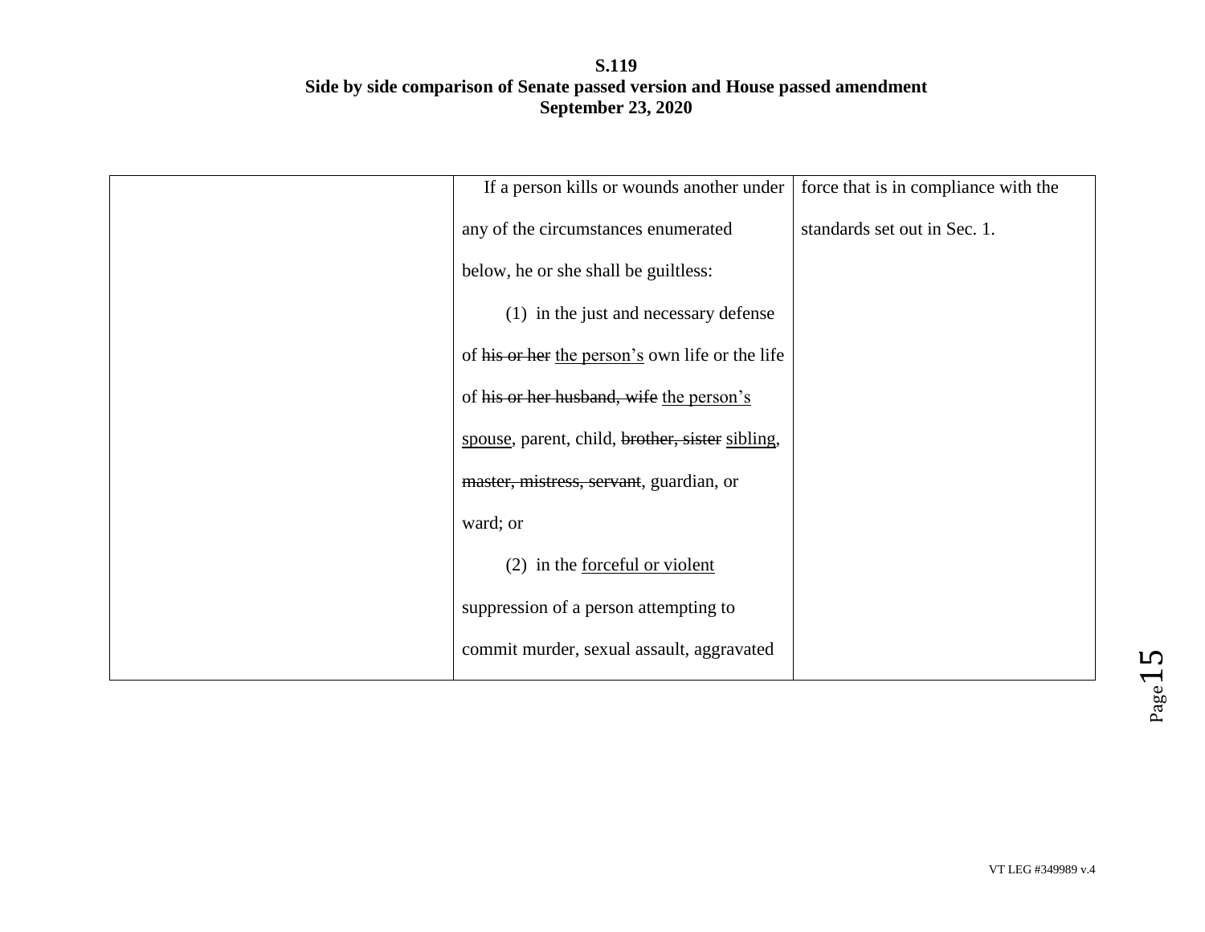| | | |
|---|---|---|
| | If a person kills or wounds another under any of the circumstances enumerated below, he or she shall be guiltless:<br><br>(1) in the just and necessary defense of ~~his or her~~ <u>the person's</u> own life or the life of ~~his or her husband, wife~~ <u>the person's spouse</u>, parent, child, ~~brother, sister~~ <u>sibling</u>, ~~master, mistress, servant~~, guardian, or ward; or<br><br>(2) in the <u>forceful or violent</u> suppression of a person attempting to commit murder, sexual assault, aggravated | force that is in compliance with the standards set out in Sec. 1. |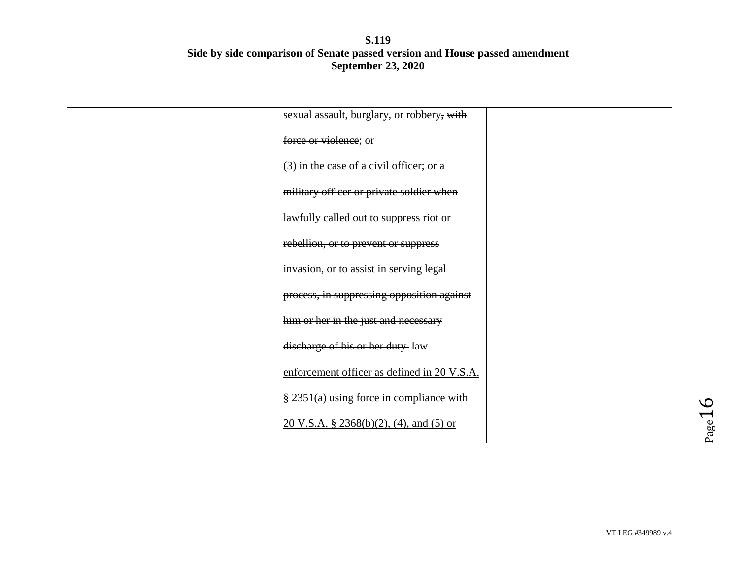| | | |
|---|---|---|
| | sexual assault, burglary, or robbery~~, with force or violence~~; or<br><br>(3) in the case of a ~~civil officer; or a military officer or private soldier when lawfully called out to suppress riot or rebellion, or to prevent or suppress invasion, or to assist in serving legal process, in suppressing opposition against him or her in the just and necessary discharge of his or her duty~~ <u>law enforcement officer as defined in 20 V.S.A. § 2351(a) using force in compliance with 20 V.S.A. § 2368(b)(2), (4), and (5) or</u> | |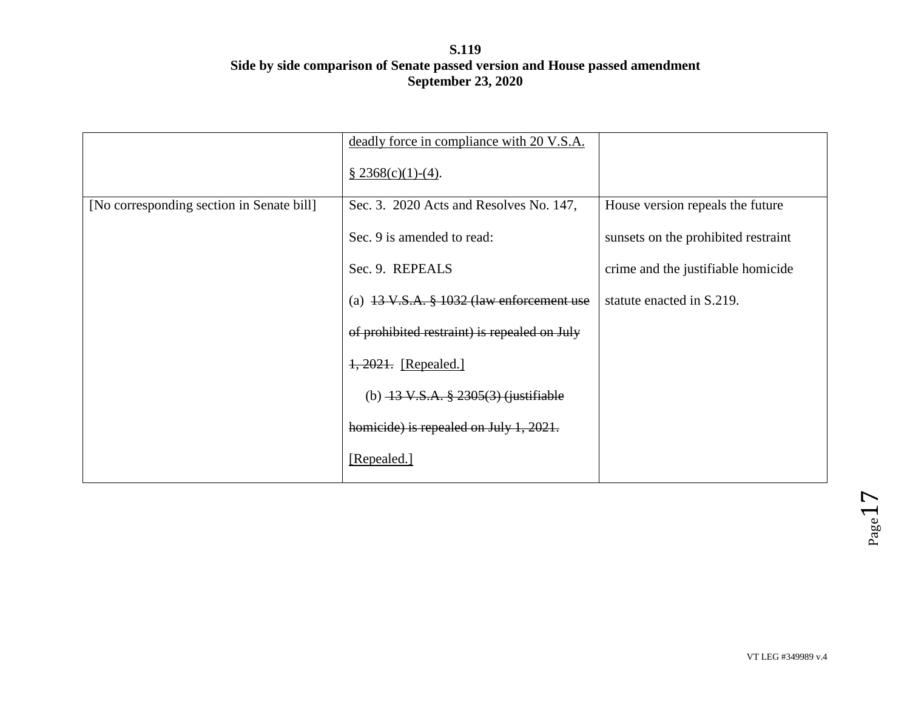| | | |
|---|---|---|
| | <u>deadly force in compliance with 20 V.S.A. § 2368(c)(1)-(4)</u>. | |
| [No corresponding section in Senate bill] | Sec. 3. 2020 Acts and Resolves No. 147, Sec. 9 is amended to read:<br>Sec. 9. REPEALS<br>(a) ~~13 V.S.A. § 1032 (law enforcement use of prohibited restraint) is repealed on July 1, 2021.~~ <u>[Repealed.]</u><br>(b) ~~13 V.S.A. § 2305(3) (justifiable homicide) is repealed on July 1, 2021.~~ <u>[Repealed.]</u> | House version repeals the future sunsets on the prohibited restraint crime and the justifiable homicide statute enacted in S.219. |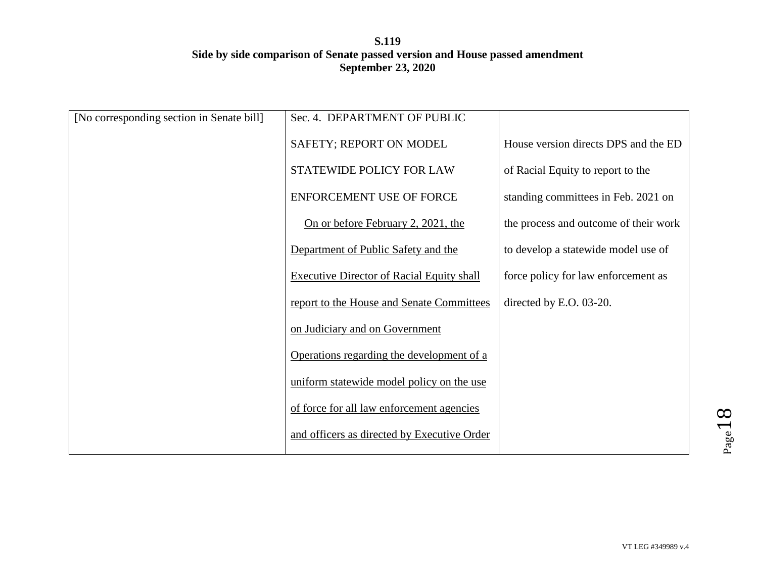**S.119**
**Side by side comparison of Senate passed version and House passed amendment**
**September 23, 2020**

| | | |
|---|---|---|
| [No corresponding section in Senate bill] | Sec. 4. DEPARTMENT OF PUBLIC SAFETY; REPORT ON MODEL STATEWIDE POLICY FOR LAW ENFORCEMENT USE OF FORCE<br><br>On or before February 2, 2021, the Department of Public Safety and the Executive Director of Racial Equity shall report to the House and Senate Committees on Judiciary and on Government Operations regarding the development of a uniform statewide model policy on the use of force for all law enforcement agencies and officers as directed by Executive Order | House version directs DPS and the ED of Racial Equity to report to the standing committees in Feb. 2021 on the process and outcome of their work to develop a statewide model use of force policy for law enforcement as directed by E.O. 03-20. |

VT LEG #349989 v.4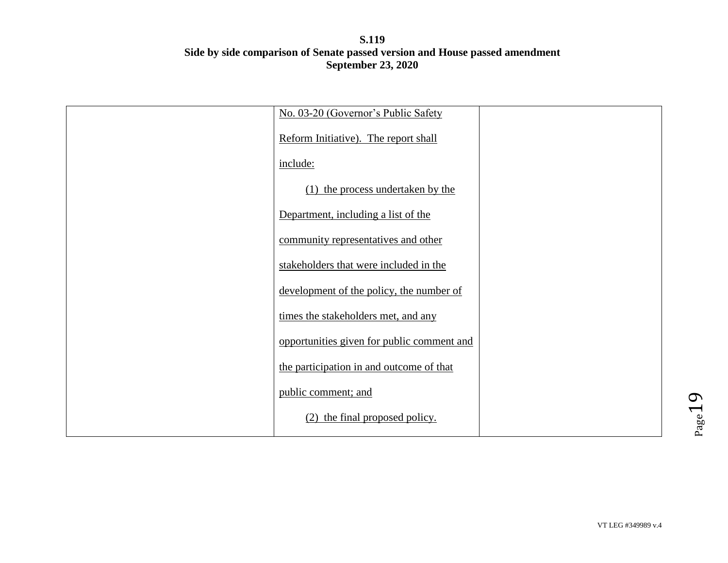**S.119**
**Side by side comparison of Senate passed version and House passed amendment**
**September 23, 2020**

| | | |
|---|---|---|
| | No. 03-20 (Governor's Public Safety Reform Initiative). The report shall include:<br><br>(1) the process undertaken by the Department, including a list of the community representatives and other stakeholders that were included in the development of the policy, the number of times the stakeholders met, and any opportunities given for public comment and the participation in and outcome of that public comment; and<br><br>(2) the final proposed policy. | |

VT LEG #349989 v.4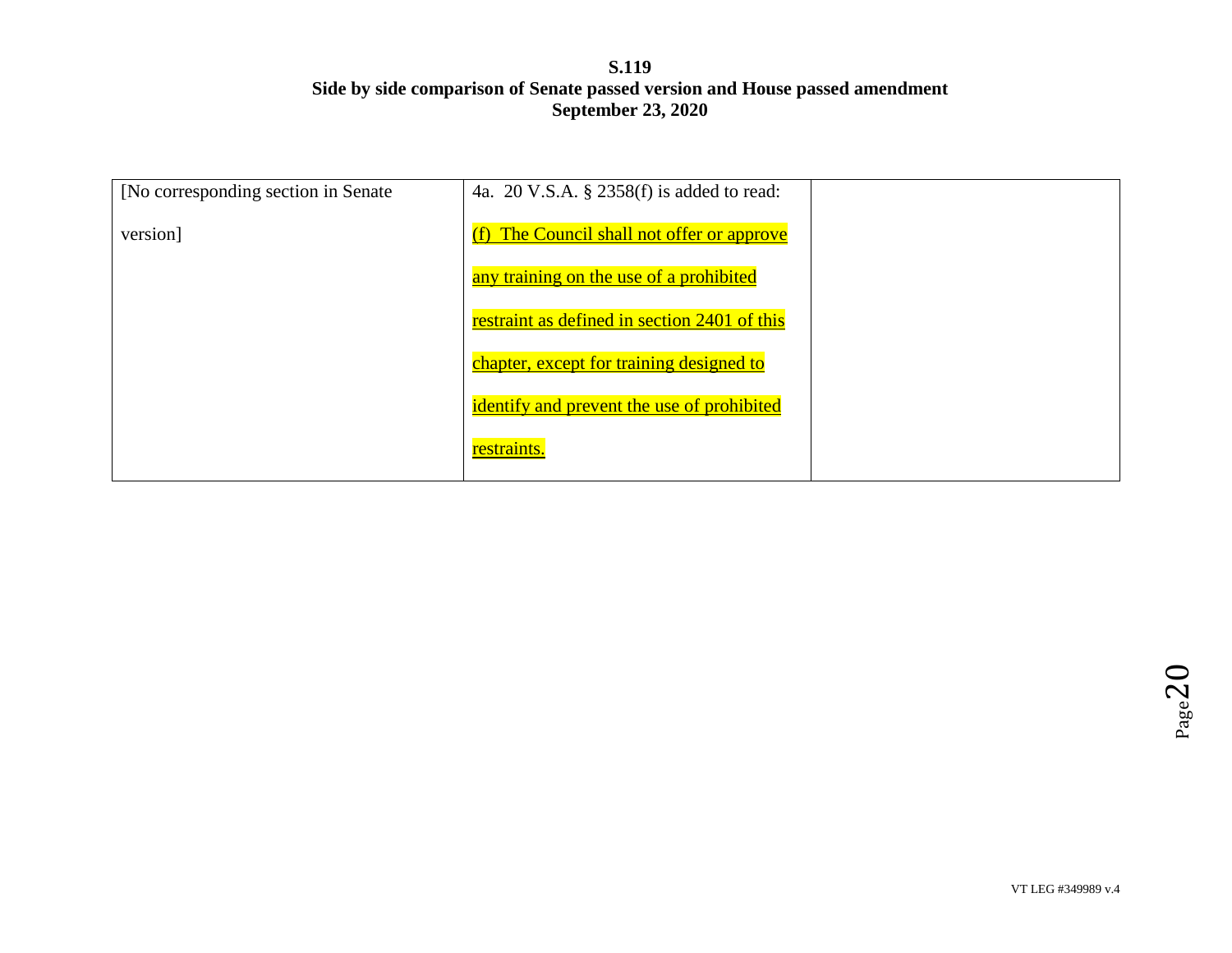| [No corresponding section in Senate version] | 4a. 20 V.S.A. § 2358(f) is added to read: (f) The Council shall not offer or approve any training on the use of a prohibited restraint as defined in section 2401 of this chapter, except for training designed to identify and prevent the use of prohibited restraints. | |
|---|---|---|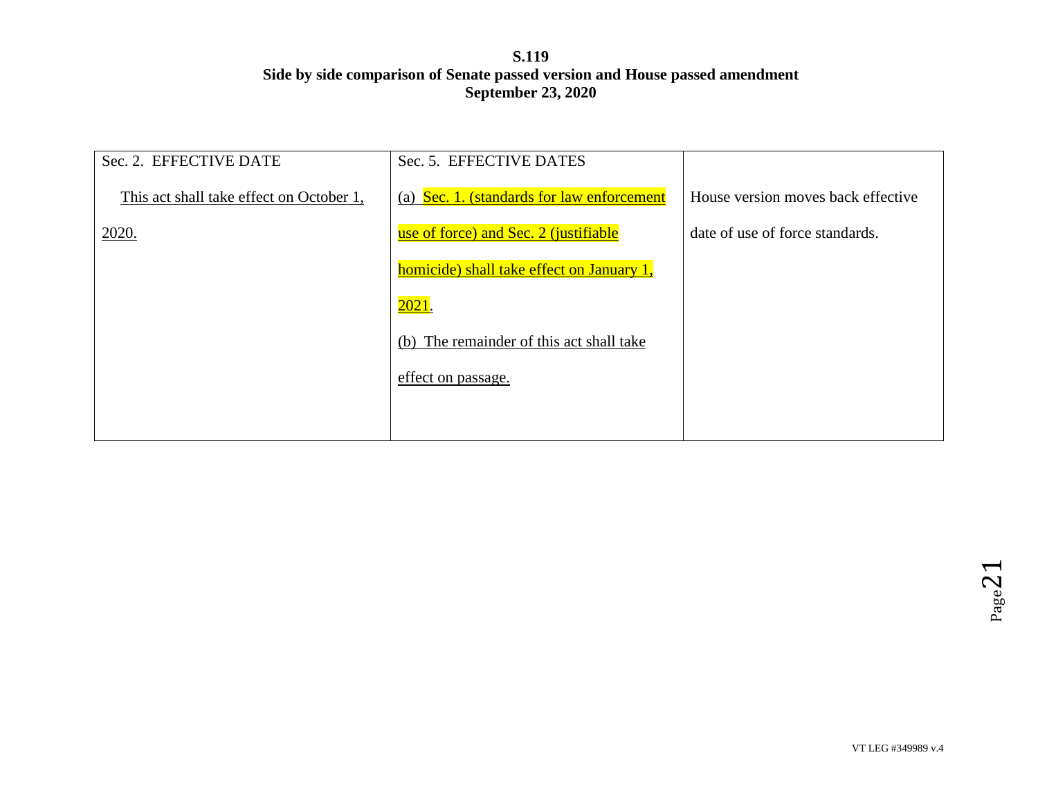**S.119**
**Side by side comparison of Senate passed version and House passed amendment**
**September 23, 2020**

| | | |
|---|---|---|
| Sec. 2. EFFECTIVE DATE<br><br>This act shall take effect on October 1, 2020. | Sec. 5. EFFECTIVE DATES<br><br>(a) Sec. 1. (standards for law enforcement use of force) and Sec. 2 (justifiable homicide) shall take effect on January 1, 2021.<br><br>(b) The remainder of this act shall take effect on passage. | House version moves back effective date of use of force standards. |

VT LEG #349989 v.4